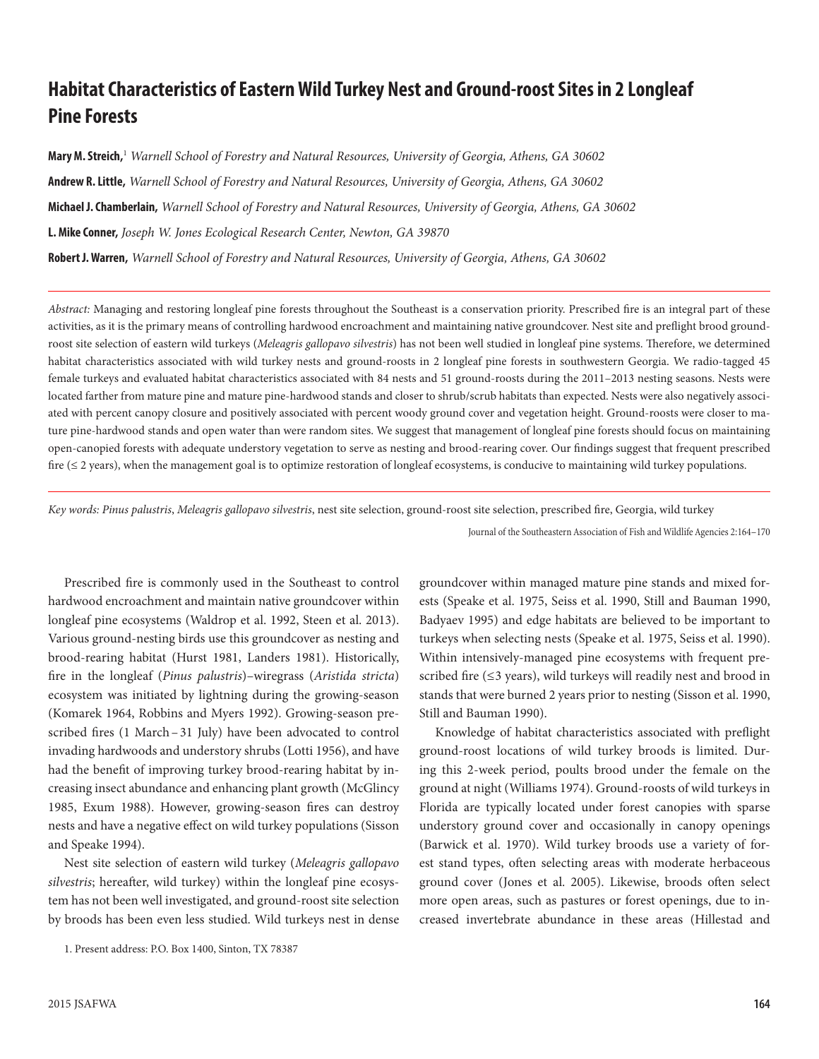# Habitat Characteristics of Eastern Wild Turkey Nest and Ground-roost Sites in 2 Longleaf Pine Forests

**Mary M. Streich,**[1] *Warnell School of Forestry and Natural Resources, University of Georgia, Athens, GA 30602*

**Andrew R. Little,** *Warnell School of Forestry and Natural Resources, University of Georgia, Athens, GA 30602*

**Michael J. Chamberlain,** *Warnell School of Forestry and Natural Resources, University of Georgia, Athens, GA 30602*

**L. Mike Conner,** *Joseph W. Jones Ecological Research Center, Newton, GA 39870*

**Robert J. Warren,** *Warnell School of Forestry and Natural Resources, University of Georgia, Athens, GA 30602*

*Abstract:* Managing and restoring longleaf pine forests throughout the Southeast is a conservation priority. Prescribed fire is an integral part of these activities, as it is the primary means of controlling hardwood encroachment and maintaining native groundcover. Nest site and preflight brood ground-roost site selection of eastern wild turkeys (*Meleagris gallopavo silvestris*) has not been well studied in longleaf pine systems. Therefore, we determined habitat characteristics associated with wild turkey nests and ground-roosts in 2 longleaf pine forests in southwestern Georgia. We radio-tagged 45 female turkeys and evaluated habitat characteristics associated with 84 nests and 51 ground-roosts during the 2011–2013 nesting seasons. Nests were located farther from mature pine and mature pine-hardwood stands and closer to shrub/scrub habitats than expected. Nests were also negatively associated with percent canopy closure and positively associated with percent woody ground cover and vegetation height. Ground-roosts were closer to mature pine-hardwood stands and open water than were random sites. We suggest that management of longleaf pine forests should focus on maintaining open-canopied forests with adequate understory vegetation to serve as nesting and brood-rearing cover. Our findings suggest that frequent prescribed fire (≤ 2 years), when the management goal is to optimize restoration of longleaf ecosystems, is conducive to maintaining wild turkey populations.

*Key words: Pinus palustris*, *Meleagris gallopavo silvestris*, nest site selection, ground-roost site selection, prescribed fire, Georgia, wild turkey

Prescribed fire is commonly used in the Southeast to control hardwood encroachment and maintain native groundcover within longleaf pine ecosystems (Waldrop et al. 1992, Steen et al. 2013). Various ground-nesting birds use this groundcover as nesting and brood-rearing habitat (Hurst 1981, Landers 1981). Historically, fire in the longleaf (*Pinus palustris*)–wiregrass (*Aristida stricta*) ecosystem was initiated by lightning during the growing-season (Komarek 1964, Robbins and Myers 1992). Growing-season prescribed fires (1 March – 31 July) have been advocated to control invading hardwoods and understory shrubs (Lotti 1956), and have had the benefit of improving turkey brood-rearing habitat by increasing insect abundance and enhancing plant growth (McGlincy 1985, Exum 1988). However, growing-season fires can destroy nests and have a negative effect on wild turkey populations (Sisson and Speake 1994).

Nest site selection of eastern wild turkey (*Meleagris gallopavo silvestris*; hereafter, wild turkey) within the longleaf pine ecosystem has not been well investigated, and ground-roost site selection by broods has been even less studied. Wild turkeys nest in dense groundcover within managed mature pine stands and mixed forests (Speake et al. 1975, Seiss et al. 1990, Still and Bauman 1990, Badyaev 1995) and edge habitats are believed to be important to turkeys when selecting nests (Speake et al. 1975, Seiss et al. 1990). Within intensively-managed pine ecosystems with frequent prescribed fire (≤3 years), wild turkeys will readily nest and brood in stands that were burned 2 years prior to nesting (Sisson et al. 1990, Still and Bauman 1990).

Knowledge of habitat characteristics associated with preflight ground-roost locations of wild turkey broods is limited. During this 2-week period, poults brood under the female on the ground at night (Williams 1974). Ground-roosts of wild turkeys in Florida are typically located under forest canopies with sparse understory ground cover and occasionally in canopy openings (Barwick et al. 1970). Wild turkey broods use a variety of forest stand types, often selecting areas with moderate herbaceous ground cover (Jones et al. 2005). Likewise, broods often select more open areas, such as pastures or forest openings, due to increased invertebrate abundance in these areas (Hillestad and

1. Present address: P.O. Box 1400, Sinton, TX 78387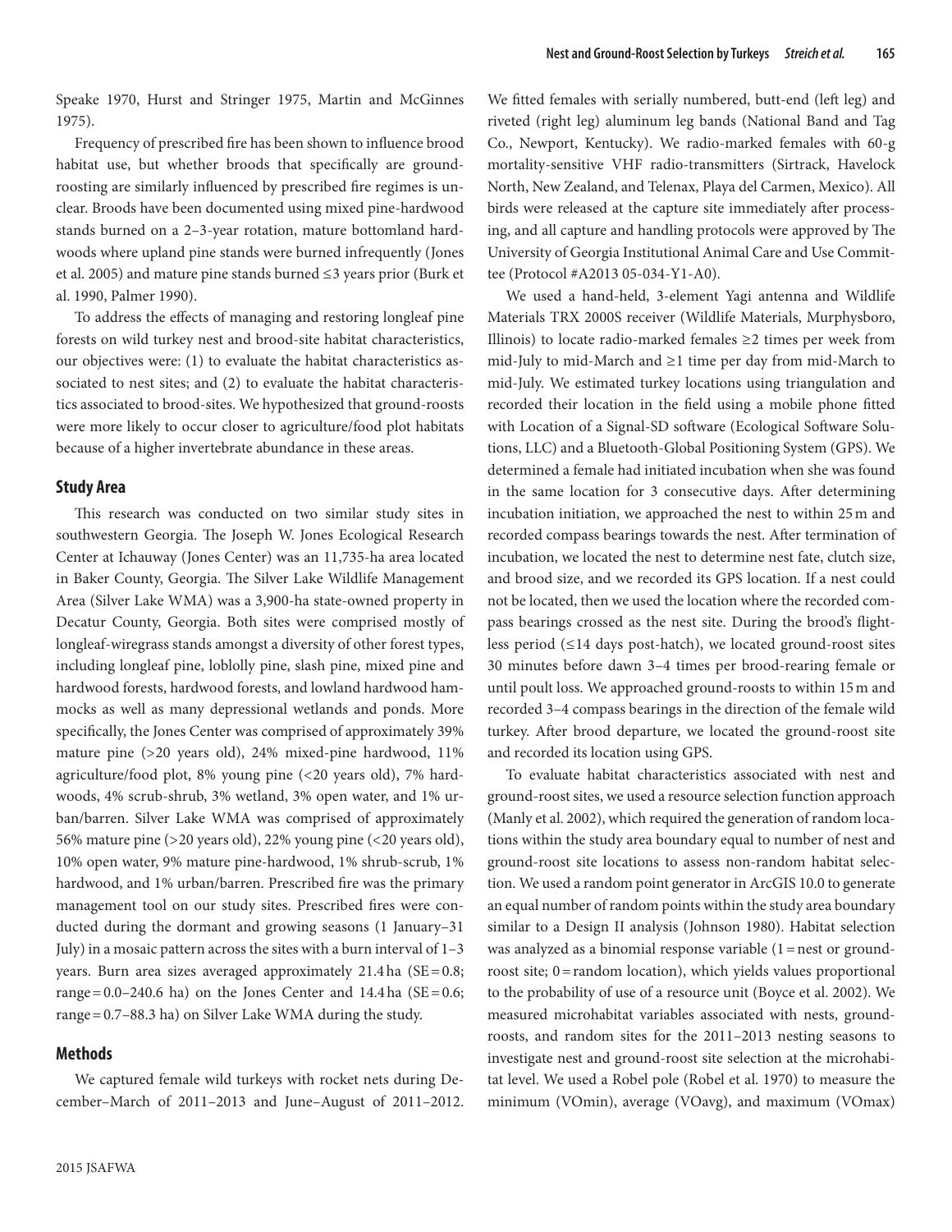Speake 1970, Hurst and Stringer 1975, Martin and McGinnes 1975).

Frequency of prescribed fire has been shown to influence brood habitat use, but whether broods that specifically are ground-roosting are similarly influenced by prescribed fire regimes is unclear. Broods have been documented using mixed pine-hardwood stands burned on a 2–3-year rotation, mature bottomland hardwoods where upland pine stands were burned infrequently (Jones et al. 2005) and mature pine stands burned ≤3 years prior (Burk et al. 1990, Palmer 1990).

To address the effects of managing and restoring longleaf pine forests on wild turkey nest and brood-site habitat characteristics, our objectives were: (1) to evaluate the habitat characteristics associated to nest sites; and (2) to evaluate the habitat characteristics associated to brood-sites. We hypothesized that ground-roosts were more likely to occur closer to agriculture/food plot habitats because of a higher invertebrate abundance in these areas.

## Study Area

This research was conducted on two similar study sites in southwestern Georgia. The Joseph W. Jones Ecological Research Center at Ichauway (Jones Center) was an 11,735-ha area located in Baker County, Georgia. The Silver Lake Wildlife Management Area (Silver Lake WMA) was a 3,900-ha state-owned property in Decatur County, Georgia. Both sites were comprised mostly of longleaf-wiregrass stands amongst a diversity of other forest types, including longleaf pine, loblolly pine, slash pine, mixed pine and hardwood forests, hardwood forests, and lowland hardwood hammocks as well as many depressional wetlands and ponds. More specifically, the Jones Center was comprised of approximately 39% mature pine (>20 years old), 24% mixed-pine hardwood, 11% agriculture/food plot, 8% young pine (<20 years old), 7% hardwoods, 4% scrub-shrub, 3% wetland, 3% open water, and 1% urban/barren. Silver Lake WMA was comprised of approximately 56% mature pine (>20 years old), 22% young pine (<20 years old), 10% open water, 9% mature pine-hardwood, 1% shrub-scrub, 1% hardwood, and 1% urban/barren. Prescribed fire was the primary management tool on our study sites. Prescribed fires were conducted during the dormant and growing seasons (1 January–31 July) in a mosaic pattern across the sites with a burn interval of 1–3 years. Burn area sizes averaged approximately 21.4 ha (SE = 0.8; range = 0.0–240.6 ha) on the Jones Center and 14.4 ha (SE = 0.6; range = 0.7–88.3 ha) on Silver Lake WMA during the study.

## Methods

We captured female wild turkeys with rocket nets during December–March of 2011–2013 and June–August of 2011–2012. We fitted females with serially numbered, butt-end (left leg) and riveted (right leg) aluminum leg bands (National Band and Tag Co., Newport, Kentucky). We radio-marked females with 60-g mortality-sensitive VHF radio-transmitters (Sirtrack, Havelock North, New Zealand, and Telenax, Playa del Carmen, Mexico). All birds were released at the capture site immediately after processing, and all capture and handling protocols were approved by The University of Georgia Institutional Animal Care and Use Committee (Protocol #A2013 05-034-Y1-A0).

We used a hand-held, 3-element Yagi antenna and Wildlife Materials TRX 2000S receiver (Wildlife Materials, Murphysboro, Illinois) to locate radio-marked females ≥2 times per week from mid-July to mid-March and ≥1 time per day from mid-March to mid-July. We estimated turkey locations using triangulation and recorded their location in the field using a mobile phone fitted with Location of a Signal-SD software (Ecological Software Solutions, LLC) and a Bluetooth-Global Positioning System (GPS). We determined a female had initiated incubation when she was found in the same location for 3 consecutive days. After determining incubation initiation, we approached the nest to within 25 m and recorded compass bearings towards the nest. After termination of incubation, we located the nest to determine nest fate, clutch size, and brood size, and we recorded its GPS location. If a nest could not be located, then we used the location where the recorded compass bearings crossed as the nest site. During the brood's flightless period (≤14 days post-hatch), we located ground-roost sites 30 minutes before dawn 3–4 times per brood-rearing female or until poult loss. We approached ground-roosts to within 15 m and recorded 3–4 compass bearings in the direction of the female wild turkey. After brood departure, we located the ground-roost site and recorded its location using GPS.

To evaluate habitat characteristics associated with nest and ground-roost sites, we used a resource selection function approach (Manly et al. 2002), which required the generation of random locations within the study area boundary equal to number of nest and ground-roost site locations to assess non-random habitat selection. We used a random point generator in ArcGIS 10.0 to generate an equal number of random points within the study area boundary similar to a Design II analysis (Johnson 1980). Habitat selection was analyzed as a binomial response variable (1 = nest or ground-roost site; 0 = random location), which yields values proportional to the probability of use of a resource unit (Boyce et al. 2002). We measured microhabitat variables associated with nests, ground-roosts, and random sites for the 2011–2013 nesting seasons to investigate nest and ground-roost site selection at the microhabitat level. We used a Robel pole (Robel et al. 1970) to measure the minimum (VOmin), average (VOavg), and maximum (VOmax)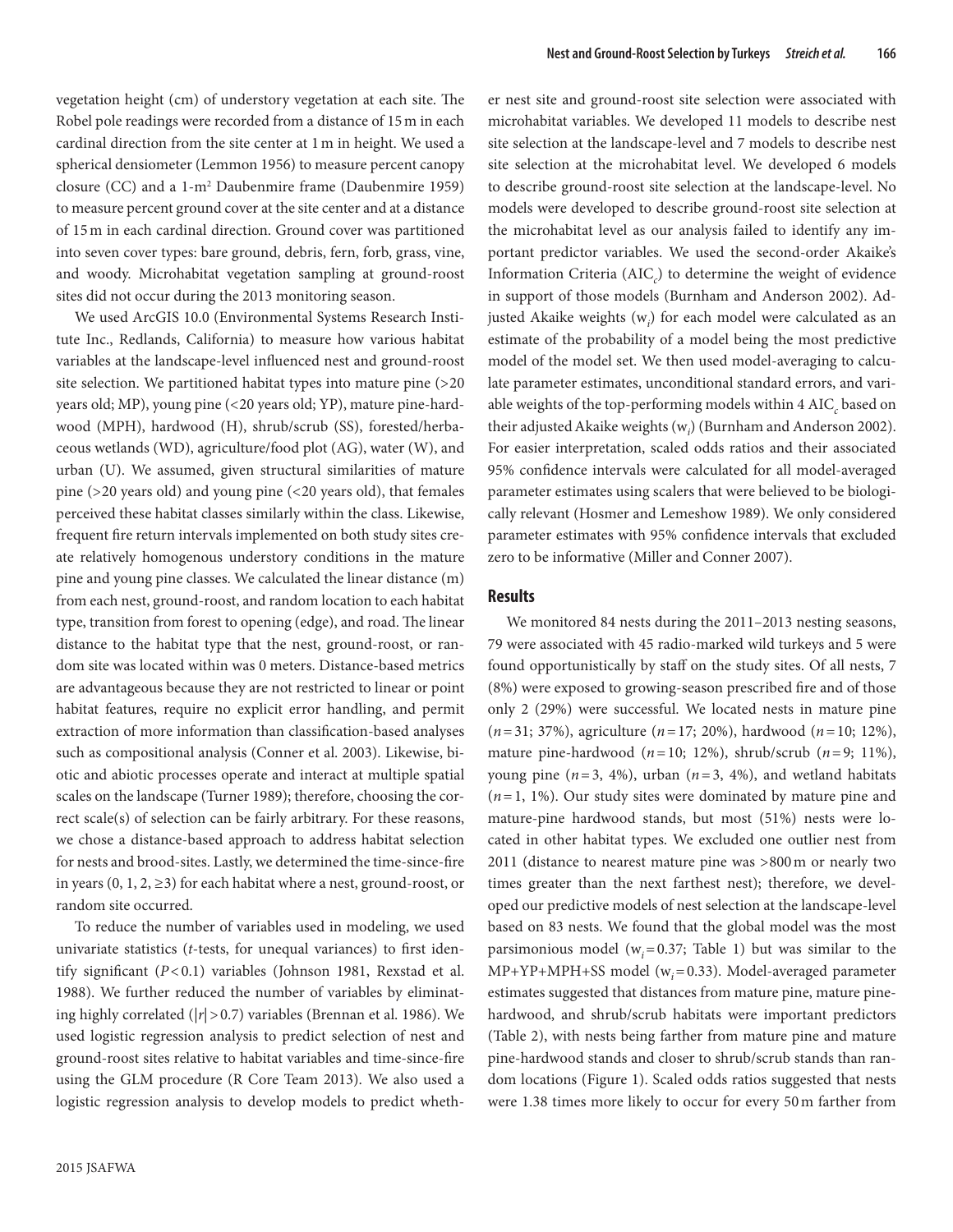vegetation height (cm) of understory vegetation at each site. The Robel pole readings were recorded from a distance of 15 m in each cardinal direction from the site center at 1 m in height. We used a spherical densiometer (Lemmon 1956) to measure percent canopy closure (CC) and a 1-m$^2$ Daubenmire frame (Daubenmire 1959) to measure percent ground cover at the site center and at a distance of 15 m in each cardinal direction. Ground cover was partitioned into seven cover types: bare ground, debris, fern, forb, grass, vine, and woody. Microhabitat vegetation sampling at ground-roost sites did not occur during the 2013 monitoring season.

We used ArcGIS 10.0 (Environmental Systems Research Institute Inc., Redlands, California) to measure how various habitat variables at the landscape-level influenced nest and ground-roost site selection. We partitioned habitat types into mature pine (>20 years old; MP), young pine (<20 years old; YP), mature pine-hardwood (MPH), hardwood (H), shrub/scrub (SS), forested/herbaceous wetlands (WD), agriculture/food plot (AG), water (W), and urban (U). We assumed, given structural similarities of mature pine (>20 years old) and young pine (<20 years old), that females perceived these habitat classes similarly within the class. Likewise, frequent fire return intervals implemented on both study sites create relatively homogenous understory conditions in the mature pine and young pine classes. We calculated the linear distance (m) from each nest, ground-roost, and random location to each habitat type, transition from forest to opening (edge), and road. The linear distance to the habitat type that the nest, ground-roost, or random site was located within was 0 meters. Distance-based metrics are advantageous because they are not restricted to linear or point habitat features, require no explicit error handling, and permit extraction of more information than classification-based analyses such as compositional analysis (Conner et al. 2003). Likewise, biotic and abiotic processes operate and interact at multiple spatial scales on the landscape (Turner 1989); therefore, choosing the correct scale(s) of selection can be fairly arbitrary. For these reasons, we chose a distance-based approach to address habitat selection for nests and brood-sites. Lastly, we determined the time-since-fire in years (0, 1, 2, ≥3) for each habitat where a nest, ground-roost, or random site occurred.

To reduce the number of variables used in modeling, we used univariate statistics (*t*-tests, for unequal variances) to first identify significant ($P < 0.1$) variables (Johnson 1981, Rexstad et al. 1988). We further reduced the number of variables by eliminating highly correlated ($|r| > 0.7$) variables (Brennan et al. 1986). We used logistic regression analysis to predict selection of nest and ground-roost sites relative to habitat variables and time-since-fire using the GLM procedure (R Core Team 2013). We also used a logistic regression analysis to develop models to predict whether nest site and ground-roost site selection were associated with microhabitat variables. We developed 11 models to describe nest site selection at the landscape-level and 7 models to describe nest site selection at the microhabitat level. We developed 6 models to describe ground-roost site selection at the landscape-level. No models were developed to describe ground-roost site selection at the microhabitat level as our analysis failed to identify any important predictor variables. We used the second-order Akaike's Information Criteria ($AIC_c$) to determine the weight of evidence in support of those models (Burnham and Anderson 2002). Adjusted Akaike weights ($w_i$) for each model were calculated as an estimate of the probability of a model being the most predictive model of the model set. We then used model-averaging to calculate parameter estimates, unconditional standard errors, and variable weights of the top-performing models within 4 $AIC_c$ based on their adjusted Akaike weights ($w_i$) (Burnham and Anderson 2002). For easier interpretation, scaled odds ratios and their associated 95% confidence intervals were calculated for all model-averaged parameter estimates using scalers that were believed to be biologically relevant (Hosmer and Lemeshow 1989). We only considered parameter estimates with 95% confidence intervals that excluded zero to be informative (Miller and Conner 2007).

## Results

We monitored 84 nests during the 2011–2013 nesting seasons, 79 were associated with 45 radio-marked wild turkeys and 5 were found opportunistically by staff on the study sites. Of all nests, 7 (8%) were exposed to growing-season prescribed fire and of those only 2 (29%) were successful. We located nests in mature pine ($n = 31$; 37%), agriculture ($n = 17$; 20%), hardwood ($n = 10$; 12%), mature pine-hardwood ($n = 10$; 12%), shrub/scrub ($n = 9$; 11%), young pine ($n = 3$, 4%), urban ($n = 3$, 4%), and wetland habitats ($n = 1$, 1%). Our study sites were dominated by mature pine and mature-pine hardwood stands, but most (51%) nests were located in other habitat types. We excluded one outlier nest from 2011 (distance to nearest mature pine was >800 m or nearly two times greater than the next farthest nest); therefore, we developed our predictive models of nest selection at the landscape-level based on 83 nests. We found that the global model was the most parsimonious model ($w_i = 0.37$; Table 1) but was similar to the MP+YP+MPH+SS model ($w_i = 0.33$). Model-averaged parameter estimates suggested that distances from mature pine, mature pine-hardwood, and shrub/scrub habitats were important predictors (Table 2), with nests being farther from mature pine and mature pine-hardwood stands and closer to shrub/scrub stands than random locations (Figure 1). Scaled odds ratios suggested that nests were 1.38 times more likely to occur for every 50 m farther from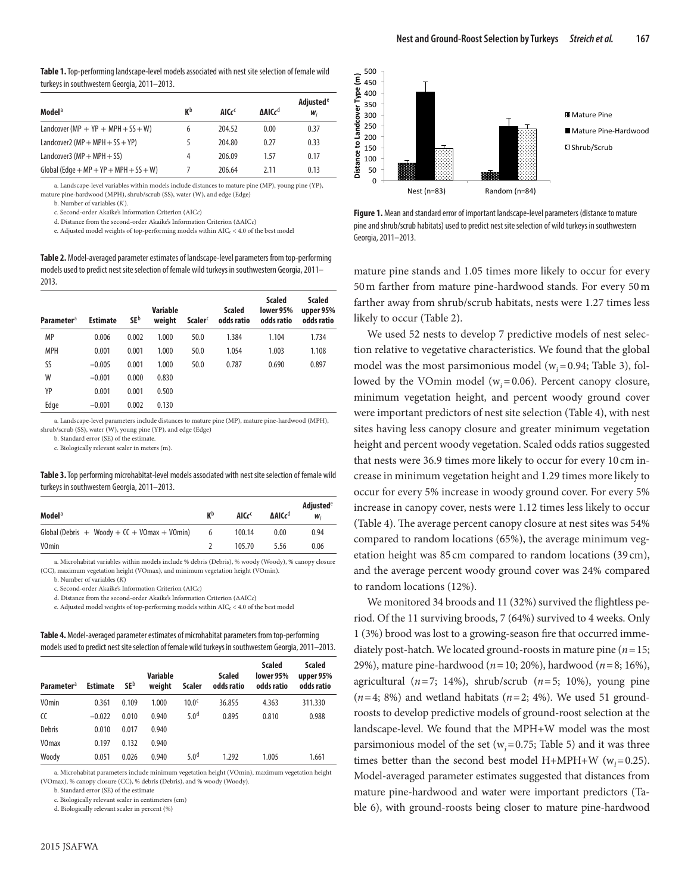**Table 1.** Top-performing landscape-level models associated with nest site selection of female wild turkeys in southwestern Georgia, 2011–2013.

| Model[a] | K[b] | AICc[c] | ΔAICc[d] | Adjusted[e] $w_i$ |
|---|---|---|---|---|
| Landcover (MP + YP + MPH + SS + W) | 6 | 204.52 | 0.00 | 0.37 |
| Landcover2 (MP + MPH + SS + YP) | 5 | 204.80 | 0.27 | 0.33 |
| Landcover3 (MP + MPH + SS) | 4 | 206.09 | 1.57 | 0.17 |
| Global (Edge + MP + YP + MPH + SS + W) | 7 | 206.64 | 2.11 | 0.13 |

a. Landscape-level variables within models include distances to mature pine (MP), young pine (YP), mature pine-hardwood (MPH), shrub/scrub (SS), water (W), and edge (Edge)

b. Number of variables (*K*).

c. Second-order Akaike's Information Criterion (AIC*c*)

d. Distance from the second-order Akaike's Information Criterion (ΔAIC*c*)

e. Adjusted model weights of top-performing models within $AIC_c < 4.0$ of the best model

**Table 2.** Model-averaged parameter estimates of landscape-level parameters from top-performing models used to predict nest site selection of female wild turkeys in southwestern Georgia, 2011–2013.

| Parameter[a] | Estimate | SE[b] | Variable weight | Scaler[c] | Scaled odds ratio | Scaled lower 95% odds ratio | Scaled upper 95% odds ratio |
|---|---|---|---|---|---|---|---|
| MP | 0.006 | 0.002 | 1.000 | 50.0 | 1.384 | 1.104 | 1.734 |
| MPH | 0.001 | 0.001 | 1.000 | 50.0 | 1.054 | 1.003 | 1.108 |
| SS | −0.005 | 0.001 | 1.000 | 50.0 | 0.787 | 0.690 | 0.897 |
| W | −0.001 | 0.000 | 0.830 | | | | |
| YP | 0.001 | 0.001 | 0.500 | | | | |
| Edge | −0.001 | 0.002 | 0.130 | | | | |

a. Landscape-level parameters include distances to mature pine (MP), mature pine-hardwood (MPH), shrub/scrub (SS), water (W), young pine (YP), and edge (Edge)

b. Standard error (SE) of the estimate.

c. Biologically relevant scaler in meters (m).

**Table 3.** Top performing microhabitat-level models associated with nest site selection of female wild turkeys in southwestern Georgia, 2011–2013.

| Model[a] | K[b] | AICc[c] | ΔAICc[d] | Adjusted[e] $w_i$ |
|---|---|---|---|---|
| Global (Debris + Woody + CC + VOmax + VOmin) | 6 | 100.14 | 0.00 | 0.94 |
| VOmin | 2 | 105.70 | 5.56 | 0.06 |

a. Microhabitat variables within models include % debris (Debris), % woody (Woody), % canopy closure (CC), maximum vegetation height (VOmax), and minimum vegetation height (VOmin).

b. Number of variables (*K*)

c. Second-order Akaike's Information Criterion (AIC*c*)

d. Distance from the second-order Akaike's Information Criterion (ΔAIC*c*)

e. Adjusted model weights of top-performing models within $AIC_c < 4.0$ of the best model

**Table 4.** Model-averaged parameter estimates of microhabitat parameters from top-performing models used to predict nest site selection of female wild turkeys in southwestern Georgia, 2011–2013.

| Parameter[a] | Estimate | SE[b] | Variable weight | Scaler | Scaled odds ratio | Scaled lower 95% odds ratio | Scaled upper 95% odds ratio |
|---|---|---|---|---|---|---|---|
| VOmin | 0.361 | 0.109 | 1.000 | 10.0[c] | 36.855 | 4.363 | 311.330 |
| CC | −0.022 | 0.010 | 0.940 | 5.0[d] | 0.895 | 0.810 | 0.988 |
| Debris | 0.010 | 0.017 | 0.940 | | | | |
| VOmax | 0.197 | 0.132 | 0.940 | | | | |
| Woody | 0.051 | 0.026 | 0.940 | 5.0[d] | 1.292 | 1.005 | 1.661 |

a. Microhabitat parameters include minimum vegetation height (VOmin), maximum vegetation height (VOmax), % canopy closure (CC), % debris (Debris), and % woody (Woody).

b. Standard error (SE) of the estimate

c. Biologically relevant scaler in centimeters (cm)

d. Biologically relevant scaler in percent (%)

**Figure 1.** Mean and standard error of important landscape-level parameters (distance to mature pine and shrub/scrub habitats) used to predict nest site selection of wild turkeys in southwestern Georgia, 2011–2013.

mature pine stands and 1.05 times more likely to occur for every 50 m farther from mature pine-hardwood stands. For every 50 m farther away from shrub/scrub habitats, nests were 1.27 times less likely to occur (Table 2).

We used 52 nests to develop 7 predictive models of nest selection relative to vegetative characteristics. We found that the global model was the most parsimonious model ($w_i = 0.94$; Table 3), followed by the VOmin model ($w_i = 0.06$). Percent canopy closure, minimum vegetation height, and percent woody ground cover were important predictors of nest site selection (Table 4), with nest sites having less canopy closure and greater minimum vegetation height and percent woody vegetation. Scaled odds ratios suggested that nests were 36.9 times more likely to occur for every 10 cm increase in minimum vegetation height and 1.29 times more likely to occur for every 5% increase in woody ground cover. For every 5% increase in canopy cover, nests were 1.12 times less likely to occur (Table 4). The average percent canopy closure at nest sites was 54% compared to random locations (65%), the average minimum vegetation height was 85 cm compared to random locations (39 cm), and the average percent woody ground cover was 24% compared to random locations (12%).

We monitored 34 broods and 11 (32%) survived the flightless period. Of the 11 surviving broods, 7 (64%) survived to 4 weeks. Only 1 (3%) brood was lost to a growing-season fire that occurred immediately post-hatch. We located ground-roosts in mature pine ($n = 15$; 29%), mature pine-hardwood ($n = 10$; 20%), hardwood ($n = 8$; 16%), agricultural ($n = 7$; 14%), shrub/scrub ($n = 5$; 10%), young pine ($n = 4$; 8%) and wetland habitats ($n = 2$; 4%). We used 51 ground-roosts to develop predictive models of ground-roost selection at the landscape-level. We found that the MPH+W model was the most parsimonious model of the set ($w_i = 0.75$; Table 5) and it was three times better than the second best model H+MPH+W ($w_i = 0.25$). Model-averaged parameter estimates suggested that distances from mature pine-hardwood and water were important predictors (Table 6), with ground-roosts being closer to mature pine-hardwood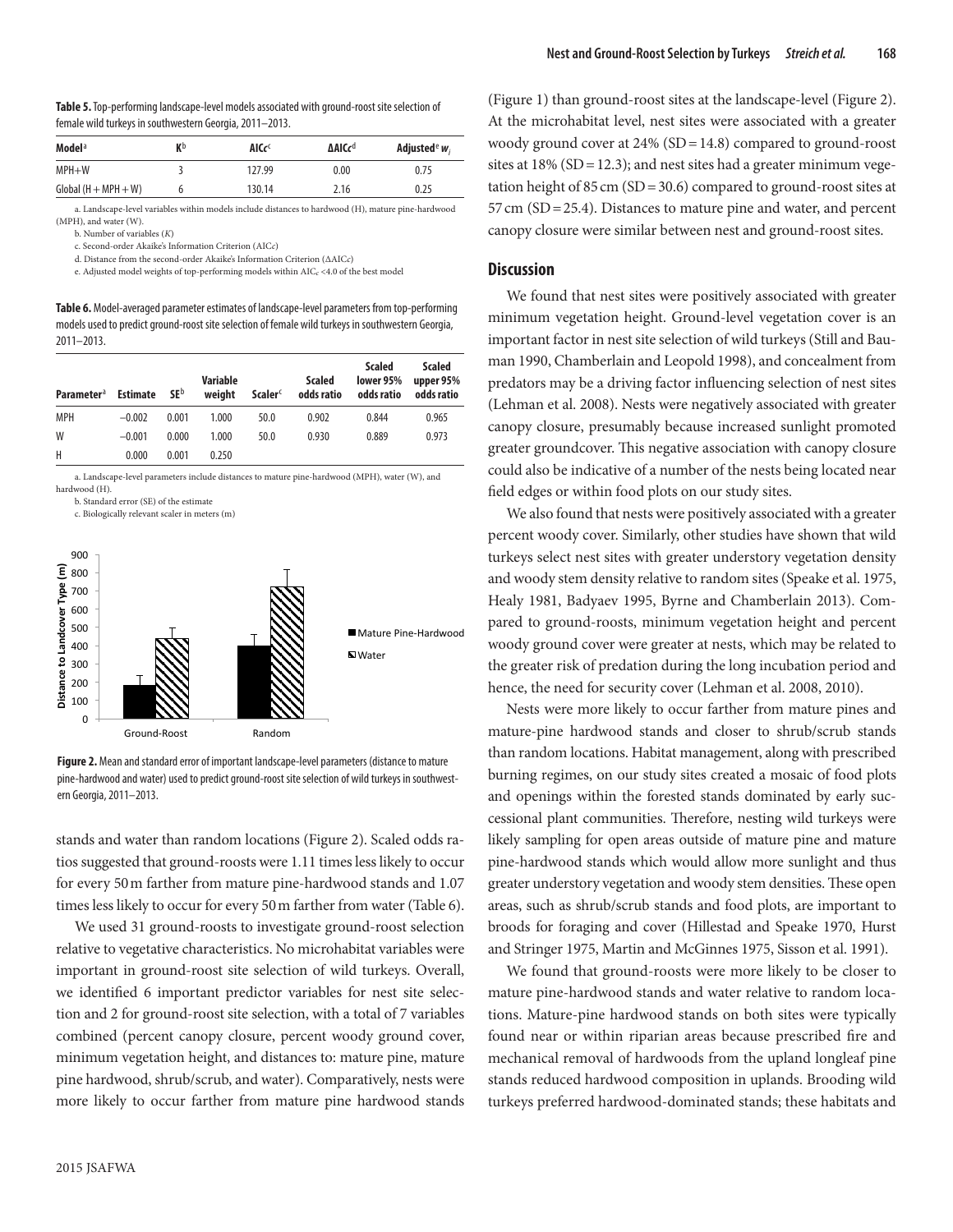**Table 5.** Top-performing landscape-level models associated with ground-roost site selection of female wild turkeys in southwestern Georgia, 2011–2013.

| Model[a] | K[b] | AICc[c] | ΔAICc[d] | Adjusted[e] $w_i$ |
|---|---|---|---|---|
| MPH+W | 3 | 127.99 | 0.00 | 0.75 |
| Global (H + MPH + W) | 6 | 130.14 | 2.16 | 0.25 |

a. Landscape-level variables within models include distances to hardwood (H), mature pine-hardwood (MPH), and water (W).

b. Number of variables (*K*)

c. Second-order Akaike's Information Criterion (AIC*c*)

d. Distance from the second-order Akaike's Information Criterion (ΔAIC*c*)

e. Adjusted model weights of top-performing models within $AIC_c$ <4.0 of the best model

**Table 6.** Model-averaged parameter estimates of landscape-level parameters from top-performing models used to predict ground-roost site selection of female wild turkeys in southwestern Georgia, 2011–2013.

| Parameter[a] | Estimate | SE[b] | Variable weight | Scaler[c] | Scaled odds ratio | Scaled lower 95% odds ratio | Scaled upper 95% odds ratio |
|---|---|---|---|---|---|---|---|
| MPH | −0.002 | 0.001 | 1.000 | 50.0 | 0.902 | 0.844 | 0.965 |
| W | −0.001 | 0.000 | 1.000 | 50.0 | 0.930 | 0.889 | 0.973 |
| H | 0.000 | 0.001 | 0.250 | | | | |

a. Landscape-level parameters include distances to mature pine-hardwood (MPH), water (W), and hardwood (H).

b. Standard error (SE) of the estimate

c. Biologically relevant scaler in meters (m)

**Figure 2.** Mean and standard error of important landscape-level parameters (distance to mature pine-hardwood and water) used to predict ground-roost site selection of wild turkeys in southwestern Georgia, 2011–2013.

stands and water than random locations (Figure 2). Scaled odds ratios suggested that ground-roosts were 1.11 times less likely to occur for every 50 m farther from mature pine-hardwood stands and 1.07 times less likely to occur for every 50 m farther from water (Table 6).

We used 31 ground-roosts to investigate ground-roost selection relative to vegetative characteristics. No microhabitat variables were important in ground-roost site selection of wild turkeys. Overall, we identified 6 important predictor variables for nest site selection and 2 for ground-roost site selection, with a total of 7 variables combined (percent canopy closure, percent woody ground cover, minimum vegetation height, and distances to: mature pine, mature pine hardwood, shrub/scrub, and water). Comparatively, nests were more likely to occur farther from mature pine hardwood stands (Figure 1) than ground-roost sites at the landscape-level (Figure 2). At the microhabitat level, nest sites were associated with a greater woody ground cover at 24% (SD = 14.8) compared to ground-roost sites at 18% (SD = 12.3); and nest sites had a greater minimum vegetation height of 85 cm (SD = 30.6) compared to ground-roost sites at 57 cm (SD = 25.4). Distances to mature pine and water, and percent canopy closure were similar between nest and ground-roost sites.

## Discussion

We found that nest sites were positively associated with greater minimum vegetation height. Ground-level vegetation cover is an important factor in nest site selection of wild turkeys (Still and Bauman 1990, Chamberlain and Leopold 1998), and concealment from predators may be a driving factor influencing selection of nest sites (Lehman et al. 2008). Nests were negatively associated with greater canopy closure, presumably because increased sunlight promoted greater groundcover. This negative association with canopy closure could also be indicative of a number of the nests being located near field edges or within food plots on our study sites.

We also found that nests were positively associated with a greater percent woody cover. Similarly, other studies have shown that wild turkeys select nest sites with greater understory vegetation density and woody stem density relative to random sites (Speake et al. 1975, Healy 1981, Badyaev 1995, Byrne and Chamberlain 2013). Compared to ground-roosts, minimum vegetation height and percent woody ground cover were greater at nests, which may be related to the greater risk of predation during the long incubation period and hence, the need for security cover (Lehman et al. 2008, 2010).

Nests were more likely to occur farther from mature pines and mature-pine hardwood stands and closer to shrub/scrub stands than random locations. Habitat management, along with prescribed burning regimes, on our study sites created a mosaic of food plots and openings within the forested stands dominated by early successional plant communities. Therefore, nesting wild turkeys were likely sampling for open areas outside of mature pine and mature pine-hardwood stands which would allow more sunlight and thus greater understory vegetation and woody stem densities. These open areas, such as shrub/scrub stands and food plots, are important to broods for foraging and cover (Hillestad and Speake 1970, Hurst and Stringer 1975, Martin and McGinnes 1975, Sisson et al. 1991).

We found that ground-roosts were more likely to be closer to mature pine-hardwood stands and water relative to random locations. Mature-pine hardwood stands on both sites were typically found near or within riparian areas because prescribed fire and mechanical removal of hardwoods from the upland longleaf pine stands reduced hardwood composition in uplands. Brooding wild turkeys preferred hardwood-dominated stands; these habitats and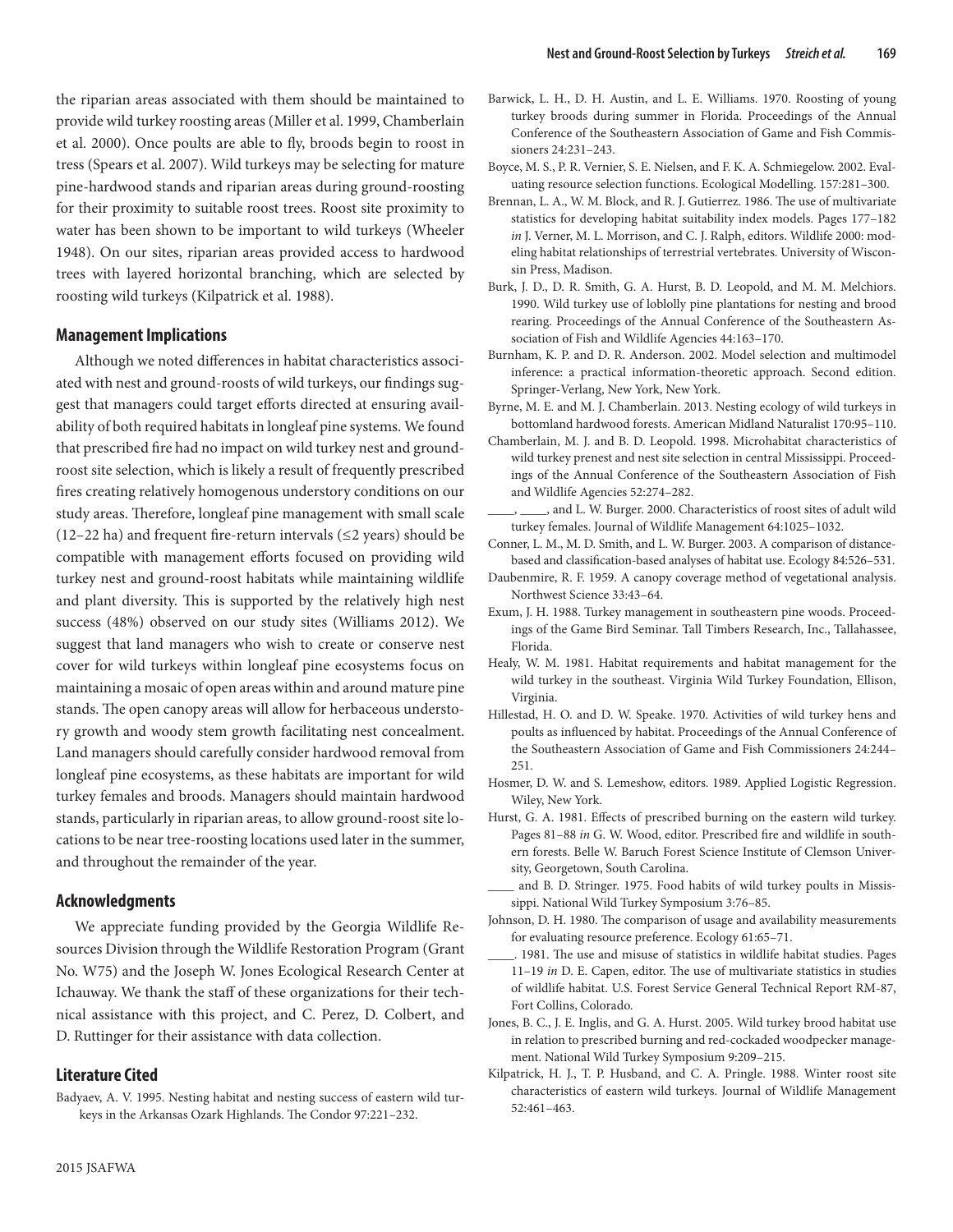the riparian areas associated with them should be maintained to provide wild turkey roosting areas (Miller et al. 1999, Chamberlain et al. 2000). Once poults are able to fly, broods begin to roost in tress (Spears et al. 2007). Wild turkeys may be selecting for mature pine-hardwood stands and riparian areas during ground-roosting for their proximity to suitable roost trees. Roost site proximity to water has been shown to be important to wild turkeys (Wheeler 1948). On our sites, riparian areas provided access to hardwood trees with layered horizontal branching, which are selected by roosting wild turkeys (Kilpatrick et al. 1988).

## Management Implications

Although we noted differences in habitat characteristics associated with nest and ground-roosts of wild turkeys, our findings suggest that managers could target efforts directed at ensuring availability of both required habitats in longleaf pine systems. We found that prescribed fire had no impact on wild turkey nest and ground-roost site selection, which is likely a result of frequently prescribed fires creating relatively homogenous understory conditions on our study areas. Therefore, longleaf pine management with small scale (12–22 ha) and frequent fire-return intervals (≤2 years) should be compatible with management efforts focused on providing wild turkey nest and ground-roost habitats while maintaining wildlife and plant diversity. This is supported by the relatively high nest success (48%) observed on our study sites (Williams 2012). We suggest that land managers who wish to create or conserve nest cover for wild turkeys within longleaf pine ecosystems focus on maintaining a mosaic of open areas within and around mature pine stands. The open canopy areas will allow for herbaceous understory growth and woody stem growth facilitating nest concealment. Land managers should carefully consider hardwood removal from longleaf pine ecosystems, as these habitats are important for wild turkey females and broods. Managers should maintain hardwood stands, particularly in riparian areas, to allow ground-roost site locations to be near tree-roosting locations used later in the summer, and throughout the remainder of the year.

## Acknowledgments

We appreciate funding provided by the Georgia Wildlife Resources Division through the Wildlife Restoration Program (Grant No. W75) and the Joseph W. Jones Ecological Research Center at Ichauway. We thank the staff of these organizations for their technical assistance with this project, and C. Perez, D. Colbert, and D. Ruttinger for their assistance with data collection.

## Literature Cited

Badyaev, A. V. 1995. Nesting habitat and nesting success of eastern wild turkeys in the Arkansas Ozark Highlands. The Condor 97:221–232.

Barwick, L. H., D. H. Austin, and L. E. Williams. 1970. Roosting of young turkey broods during summer in Florida. Proceedings of the Annual Conference of the Southeastern Association of Game and Fish Commissioners 24:231–243.

Boyce, M. S., P. R. Vernier, S. E. Nielsen, and F. K. A. Schmiegelow. 2002. Evaluating resource selection functions. Ecological Modelling. 157:281–300.

Brennan, L. A., W. M. Block, and R. J. Gutierrez. 1986. The use of multivariate statistics for developing habitat suitability index models. Pages 177–182 *in* J. Verner, M. L. Morrison, and C. J. Ralph, editors. Wildlife 2000: modeling habitat relationships of terrestrial vertebrates. University of Wisconsin Press, Madison.

Burk, J. D., D. R. Smith, G. A. Hurst, B. D. Leopold, and M. M. Melchiors. 1990. Wild turkey use of loblolly pine plantations for nesting and brood rearing. Proceedings of the Annual Conference of the Southeastern Association of Fish and Wildlife Agencies 44:163–170.

Burnham, K. P. and D. R. Anderson. 2002. Model selection and multimodel inference: a practical information-theoretic approach. Second edition. Springer-Verlang, New York, New York.

Byrne, M. E. and M. J. Chamberlain. 2013. Nesting ecology of wild turkeys in bottomland hardwood forests. American Midland Naturalist 170:95–110.

Chamberlain, M. J. and B. D. Leopold. 1998. Microhabitat characteristics of wild turkey prenest and nest site selection in central Mississippi. Proceedings of the Annual Conference of the Southeastern Association of Fish and Wildlife Agencies 52:274–282.

\_\_\_\_, \_\_\_\_, and L. W. Burger. 2000. Characteristics of roost sites of adult wild turkey females. Journal of Wildlife Management 64:1025–1032.

Conner, L. M., M. D. Smith, and L. W. Burger. 2003. A comparison of distance-based and classification-based analyses of habitat use. Ecology 84:526–531.

Daubenmire, R. F. 1959. A canopy coverage method of vegetational analysis. Northwest Science 33:43–64.

Exum, J. H. 1988. Turkey management in southeastern pine woods. Proceedings of the Game Bird Seminar. Tall Timbers Research, Inc., Tallahassee, Florida.

Healy, W. M. 1981. Habitat requirements and habitat management for the wild turkey in the southeast. Virginia Wild Turkey Foundation, Ellison, Virginia.

Hillestad, H. O. and D. W. Speake. 1970. Activities of wild turkey hens and poults as influenced by habitat. Proceedings of the Annual Conference of the Southeastern Association of Game and Fish Commissioners 24:244–251.

Hosmer, D. W. and S. Lemeshow, editors. 1989. Applied Logistic Regression. Wiley, New York.

Hurst, G. A. 1981. Effects of prescribed burning on the eastern wild turkey. Pages 81–88 *in* G. W. Wood, editor. Prescribed fire and wildlife in southern forests. Belle W. Baruch Forest Science Institute of Clemson University, Georgetown, South Carolina.

\_\_\_\_ and B. D. Stringer. 1975. Food habits of wild turkey poults in Mississippi. National Wild Turkey Symposium 3:76–85.

Johnson, D. H. 1980. The comparison of usage and availability measurements for evaluating resource preference. Ecology 61:65–71.

\_\_\_\_. 1981. The use and misuse of statistics in wildlife habitat studies. Pages 11–19 *in* D. E. Capen, editor. The use of multivariate statistics in studies of wildlife habitat. U.S. Forest Service General Technical Report RM-87, Fort Collins, Colorado.

Jones, B. C., J. E. Inglis, and G. A. Hurst. 2005. Wild turkey brood habitat use in relation to prescribed burning and red-cockaded woodpecker management. National Wild Turkey Symposium 9:209–215.

Kilpatrick, H. J., T. P. Husband, and C. A. Pringle. 1988. Winter roost site characteristics of eastern wild turkeys. Journal of Wildlife Management 52:461–463.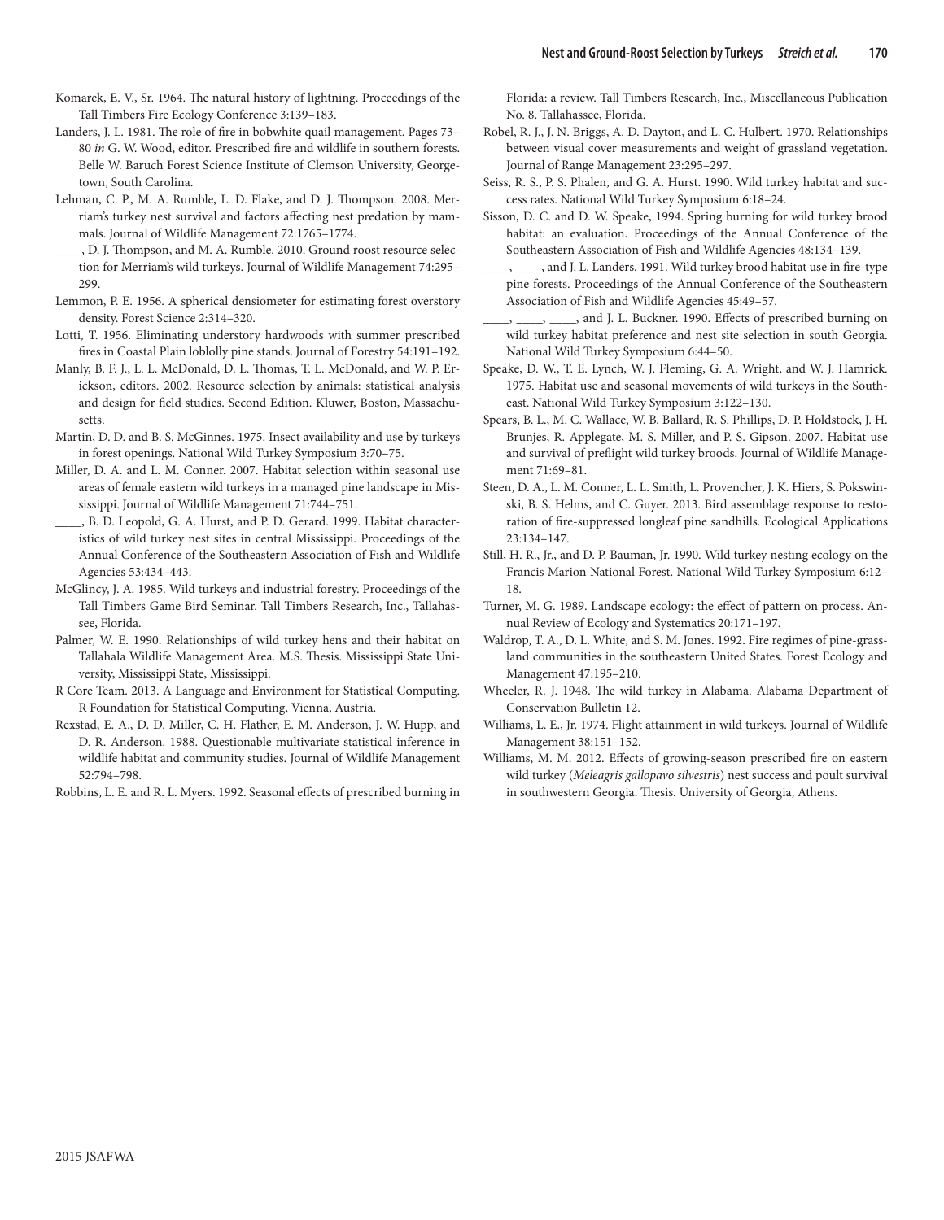Komarek, E. V., Sr. 1964. The natural history of lightning. Proceedings of the Tall Timbers Fire Ecology Conference 3:139–183.

Landers, J. L. 1981. The role of fire in bobwhite quail management. Pages 73–80 *in* G. W. Wood, editor. Prescribed fire and wildlife in southern forests. Belle W. Baruch Forest Science Institute of Clemson University, Georgetown, South Carolina.

Lehman, C. P., M. A. Rumble, L. D. Flake, and D. J. Thompson. 2008. Merriam's turkey nest survival and factors affecting nest predation by mammals. Journal of Wildlife Management 72:1765–1774.

____, D. J. Thompson, and M. A. Rumble. 2010. Ground roost resource selection for Merriam's wild turkeys. Journal of Wildlife Management 74:295–299.

Lemmon, P. E. 1956. A spherical densiometer for estimating forest overstory density. Forest Science 2:314–320.

Lotti, T. 1956. Eliminating understory hardwoods with summer prescribed fires in Coastal Plain loblolly pine stands. Journal of Forestry 54:191–192.

Manly, B. F. J., L. L. McDonald, D. L. Thomas, T. L. McDonald, and W. P. Erickson, editors. 2002. Resource selection by animals: statistical analysis and design for field studies. Second Edition. Kluwer, Boston, Massachusetts.

Martin, D. D. and B. S. McGinnes. 1975. Insect availability and use by turkeys in forest openings. National Wild Turkey Symposium 3:70–75.

Miller, D. A. and L. M. Conner. 2007. Habitat selection within seasonal use areas of female eastern wild turkeys in a managed pine landscape in Mississippi. Journal of Wildlife Management 71:744–751.

____, B. D. Leopold, G. A. Hurst, and P. D. Gerard. 1999. Habitat characteristics of wild turkey nest sites in central Mississippi. Proceedings of the Annual Conference of the Southeastern Association of Fish and Wildlife Agencies 53:434–443.

McGlincy, J. A. 1985. Wild turkeys and industrial forestry. Proceedings of the Tall Timbers Game Bird Seminar. Tall Timbers Research, Inc., Tallahassee, Florida.

Palmer, W. E. 1990. Relationships of wild turkey hens and their habitat on Tallahala Wildlife Management Area. M.S. Thesis. Mississippi State University, Mississippi State, Mississippi.

R Core Team. 2013. A Language and Environment for Statistical Computing. R Foundation for Statistical Computing, Vienna, Austria.

Rexstad, E. A., D. D. Miller, C. H. Flather, E. M. Anderson, J. W. Hupp, and D. R. Anderson. 1988. Questionable multivariate statistical inference in wildlife habitat and community studies. Journal of Wildlife Management 52:794–798.

Robbins, L. E. and R. L. Myers. 1992. Seasonal effects of prescribed burning in Florida: a review. Tall Timbers Research, Inc., Miscellaneous Publication No. 8. Tallahassee, Florida.

Robel, R. J., J. N. Briggs, A. D. Dayton, and L. C. Hulbert. 1970. Relationships between visual cover measurements and weight of grassland vegetation. Journal of Range Management 23:295–297.

Seiss, R. S., P. S. Phalen, and G. A. Hurst. 1990. Wild turkey habitat and success rates. National Wild Turkey Symposium 6:18–24.

Sisson, D. C. and D. W. Speake, 1994. Spring burning for wild turkey brood habitat: an evaluation. Proceedings of the Annual Conference of the Southeastern Association of Fish and Wildlife Agencies 48:134–139.

____, ____, and J. L. Landers. 1991. Wild turkey brood habitat use in fire-type pine forests. Proceedings of the Annual Conference of the Southeastern Association of Fish and Wildlife Agencies 45:49–57.

____, ____, ____, and J. L. Buckner. 1990. Effects of prescribed burning on wild turkey habitat preference and nest site selection in south Georgia. National Wild Turkey Symposium 6:44–50.

Speake, D. W., T. E. Lynch, W. J. Fleming, G. A. Wright, and W. J. Hamrick. 1975. Habitat use and seasonal movements of wild turkeys in the Southeast. National Wild Turkey Symposium 3:122–130.

Spears, B. L., M. C. Wallace, W. B. Ballard, R. S. Phillips, D. P. Holdstock, J. H. Brunjes, R. Applegate, M. S. Miller, and P. S. Gipson. 2007. Habitat use and survival of preflight wild turkey broods. Journal of Wildlife Management 71:69–81.

Steen, D. A., L. M. Conner, L. L. Smith, L. Provencher, J. K. Hiers, S. Pokswinski, B. S. Helms, and C. Guyer. 2013. Bird assemblage response to restoration of fire-suppressed longleaf pine sandhills. Ecological Applications 23:134–147.

Still, H. R., Jr., and D. P. Bauman, Jr. 1990. Wild turkey nesting ecology on the Francis Marion National Forest. National Wild Turkey Symposium 6:12–18.

Turner, M. G. 1989. Landscape ecology: the effect of pattern on process. Annual Review of Ecology and Systematics 20:171–197.

Waldrop, T. A., D. L. White, and S. M. Jones. 1992. Fire regimes of pine-grassland communities in the southeastern United States. Forest Ecology and Management 47:195–210.

Wheeler, R. J. 1948. The wild turkey in Alabama. Alabama Department of Conservation Bulletin 12.

Williams, L. E., Jr. 1974. Flight attainment in wild turkeys. Journal of Wildlife Management 38:151–152.

Williams, M. M. 2012. Effects of growing-season prescribed fire on eastern wild turkey (*Meleagris gallopavo silvestris*) nest success and poult survival in southwestern Georgia. Thesis. University of Georgia, Athens.